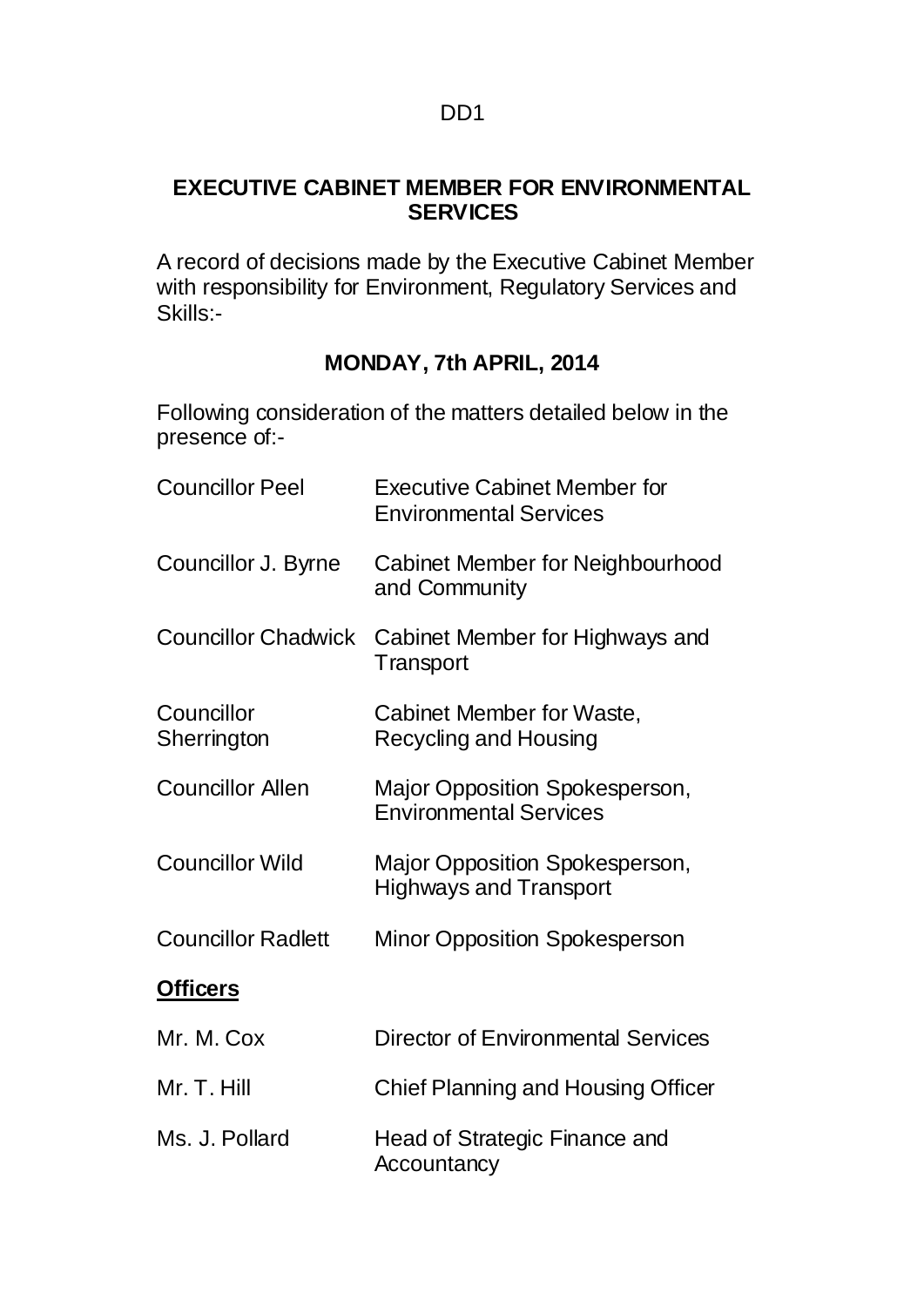DD1

# EXECUTIVE CABINET MEMBER FOR ENVIRONMENTAL SERVICES

A record of decisions made by the Executive Cabinet Member with responsibility for Environment, Regulatory Services and Skills:-

## MONDAY, 7th APRIL, 2014

Following consideration of the matters detailed below in the presence of:-

| | |
|---|---|
| Councillor Peel | Executive Cabinet Member for Environmental Services |
| Councillor J. Byrne | Cabinet Member for Neighbourhood and Community |
| Councillor Chadwick | Cabinet Member for Highways and Transport |
| Councillor Sherrington | Cabinet Member for Waste, Recycling and Housing |
| Councillor Allen | Major Opposition Spokesperson, Environmental Services |
| Councillor Wild | Major Opposition Spokesperson, Highways and Transport |
| Councillor Radlett | Minor Opposition Spokesperson |

**Officers**

| | |
|---|---|
| Mr. M. Cox | Director of Environmental Services |
| Mr. T. Hill | Chief Planning and Housing Officer |
| Ms. J. Pollard | Head of Strategic Finance and Accountancy |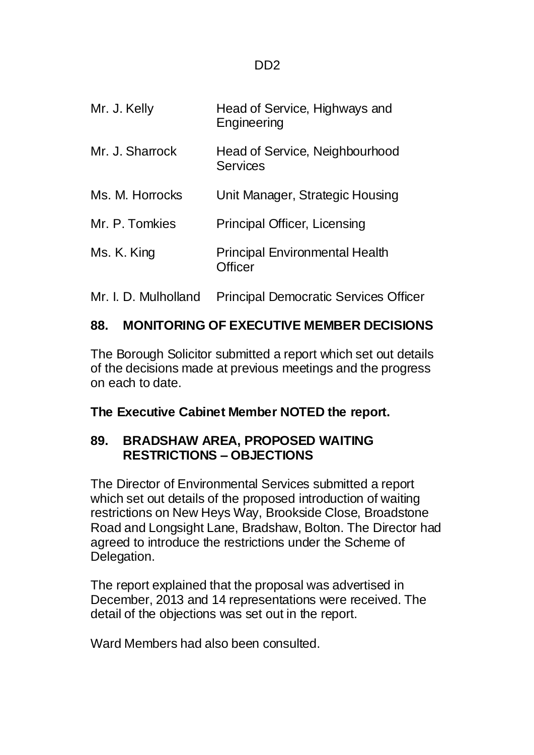| | |
|---|---|
| Mr. J. Kelly | Head of Service, Highways and Engineering |
| Mr. J. Sharrock | Head of Service, Neighbourhood Services |
| Ms. M. Horrocks | Unit Manager, Strategic Housing |
| Mr. P. Tomkies | Principal Officer, Licensing |
| Ms. K. King | Principal Environmental Health Officer |
| Mr. I. D. Mulholland | Principal Democratic Services Officer |

## 88. MONITORING OF EXECUTIVE MEMBER DECISIONS

The Borough Solicitor submitted a report which set out details of the decisions made at previous meetings and the progress on each to date.

**The Executive Cabinet Member NOTED the report.**

## 89. BRADSHAW AREA, PROPOSED WAITING RESTRICTIONS – OBJECTIONS

The Director of Environmental Services submitted a report which set out details of the proposed introduction of waiting restrictions on New Heys Way, Brookside Close, Broadstone Road and Longsight Lane, Bradshaw, Bolton. The Director had agreed to introduce the restrictions under the Scheme of Delegation.

The report explained that the proposal was advertised in December, 2013 and 14 representations were received. The detail of the objections was set out in the report.

Ward Members had also been consulted.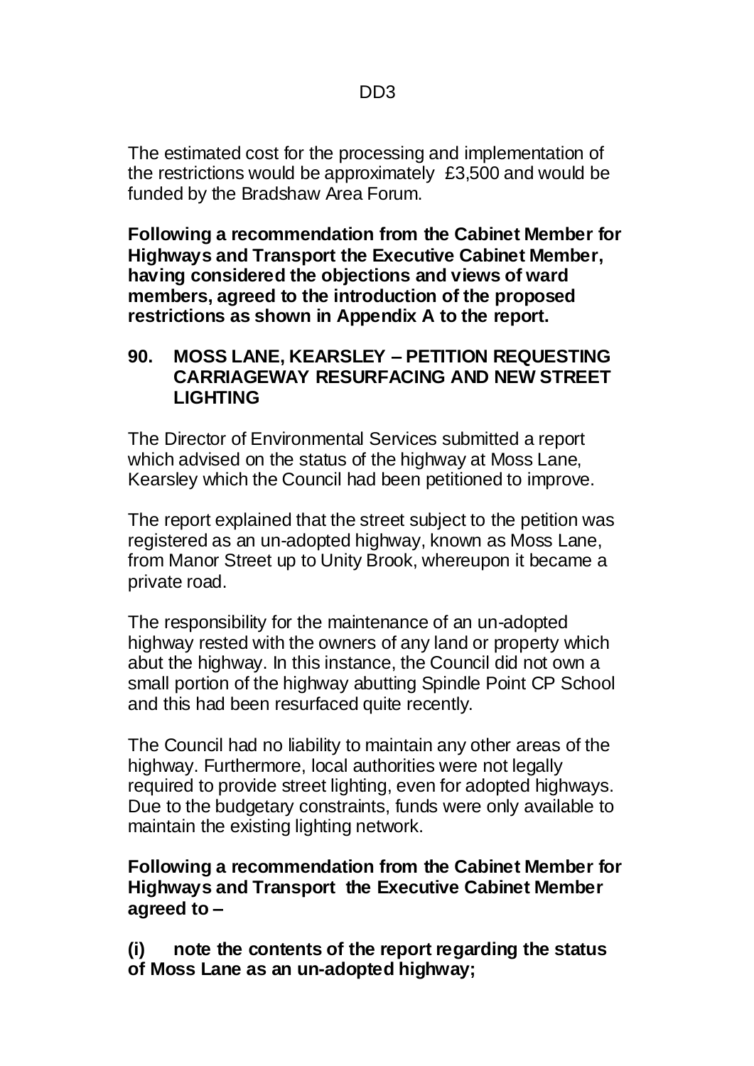The estimated cost for the processing and implementation of the restrictions would be approximately £3,500 and would be funded by the Bradshaw Area Forum.

**Following a recommendation from the Cabinet Member for Highways and Transport the Executive Cabinet Member, having considered the objections and views of ward members, agreed to the introduction of the proposed restrictions as shown in Appendix A to the report.**

## 90. MOSS LANE, KEARSLEY – PETITION REQUESTING CARRIAGEWAY RESURFACING AND NEW STREET LIGHTING

The Director of Environmental Services submitted a report which advised on the status of the highway at Moss Lane, Kearsley which the Council had been petitioned to improve.

The report explained that the street subject to the petition was registered as an un-adopted highway, known as Moss Lane, from Manor Street up to Unity Brook, whereupon it became a private road.

The responsibility for the maintenance of an un-adopted highway rested with the owners of any land or property which abut the highway. In this instance, the Council did not own a small portion of the highway abutting Spindle Point CP School and this had been resurfaced quite recently.

The Council had no liability to maintain any other areas of the highway. Furthermore, local authorities were not legally required to provide street lighting, even for adopted highways. Due to the budgetary constraints, funds were only available to maintain the existing lighting network.

**Following a recommendation from the Cabinet Member for Highways and Transport the Executive Cabinet Member agreed to –**

**(i) note the contents of the report regarding the status of Moss Lane as an un-adopted highway;**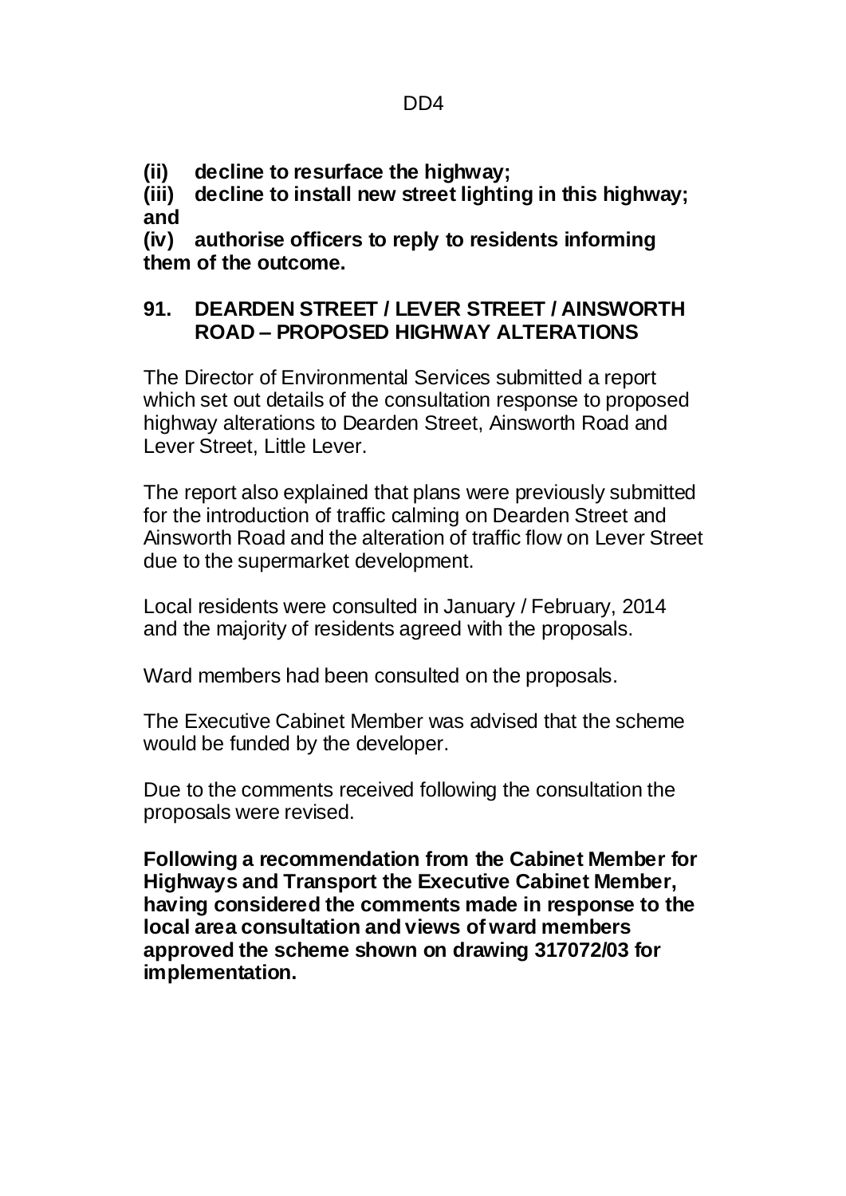**(ii) decline to resurface the highway;**

**(iii) decline to install new street lighting in this highway; and**

**(iv) authorise officers to reply to residents informing them of the outcome.**

## 91. DEARDEN STREET / LEVER STREET / AINSWORTH ROAD – PROPOSED HIGHWAY ALTERATIONS

The Director of Environmental Services submitted a report which set out details of the consultation response to proposed highway alterations to Dearden Street, Ainsworth Road and Lever Street, Little Lever.

The report also explained that plans were previously submitted for the introduction of traffic calming on Dearden Street and Ainsworth Road and the alteration of traffic flow on Lever Street due to the supermarket development.

Local residents were consulted in January / February, 2014 and the majority of residents agreed with the proposals.

Ward members had been consulted on the proposals.

The Executive Cabinet Member was advised that the scheme would be funded by the developer.

Due to the comments received following the consultation the proposals were revised.

**Following a recommendation from the Cabinet Member for Highways and Transport the Executive Cabinet Member, having considered the comments made in response to the local area consultation and views of ward members approved the scheme shown on drawing 317072/03 for implementation.**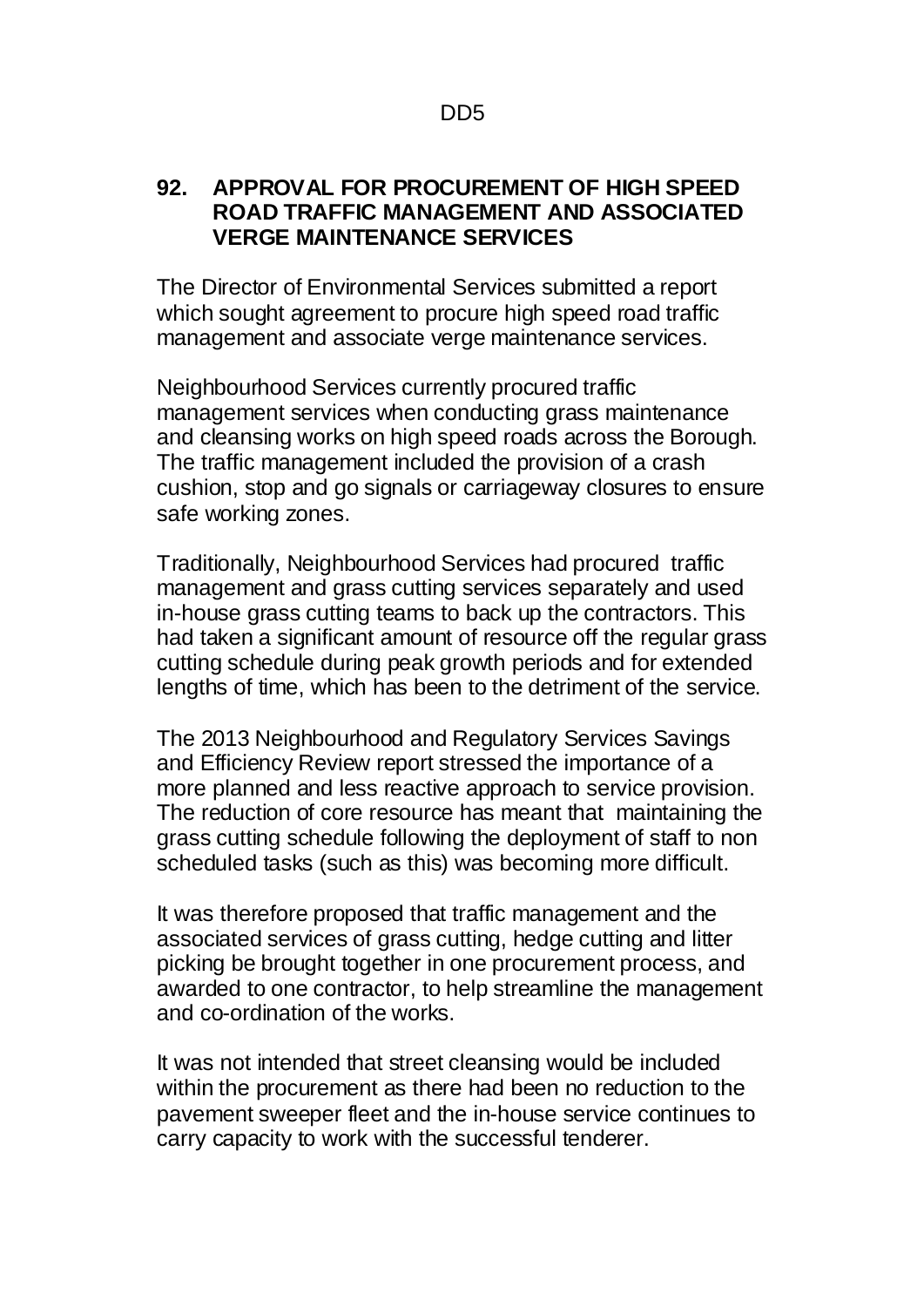DD5

## 92. APPROVAL FOR PROCUREMENT OF HIGH SPEED ROAD TRAFFIC MANAGEMENT AND ASSOCIATED VERGE MAINTENANCE SERVICES

The Director of Environmental Services submitted a report which sought agreement to procure high speed road traffic management and associate verge maintenance services.

Neighbourhood Services currently procured traffic management services when conducting grass maintenance and cleansing works on high speed roads across the Borough. The traffic management included the provision of a crash cushion, stop and go signals or carriageway closures to ensure safe working zones.

Traditionally, Neighbourhood Services had procured traffic management and grass cutting services separately and used in-house grass cutting teams to back up the contractors. This had taken a significant amount of resource off the regular grass cutting schedule during peak growth periods and for extended lengths of time, which has been to the detriment of the service.

The 2013 Neighbourhood and Regulatory Services Savings and Efficiency Review report stressed the importance of a more planned and less reactive approach to service provision. The reduction of core resource has meant that maintaining the grass cutting schedule following the deployment of staff to non scheduled tasks (such as this) was becoming more difficult.

It was therefore proposed that traffic management and the associated services of grass cutting, hedge cutting and litter picking be brought together in one procurement process, and awarded to one contractor, to help streamline the management and co-ordination of the works.

It was not intended that street cleansing would be included within the procurement as there had been no reduction to the pavement sweeper fleet and the in-house service continues to carry capacity to work with the successful tenderer.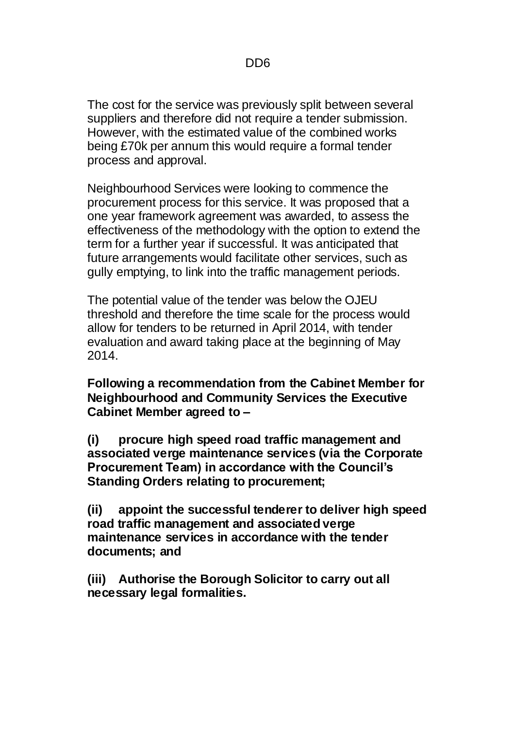The cost for the service was previously split between several suppliers and therefore did not require a tender submission. However, with the estimated value of the combined works being £70k per annum this would require a formal tender process and approval.

Neighbourhood Services were looking to commence the procurement process for this service. It was proposed that a one year framework agreement was awarded, to assess the effectiveness of the methodology with the option to extend the term for a further year if successful. It was anticipated that future arrangements would facilitate other services, such as gully emptying, to link into the traffic management periods.

The potential value of the tender was below the OJEU threshold and therefore the time scale for the process would allow for tenders to be returned in April 2014, with tender evaluation and award taking place at the beginning of May 2014.

**Following a recommendation from the Cabinet Member for Neighbourhood and Community Services the Executive Cabinet Member agreed to –**

**(i) procure high speed road traffic management and associated verge maintenance services (via the Corporate Procurement Team) in accordance with the Council's Standing Orders relating to procurement;**

**(ii) appoint the successful tenderer to deliver high speed road traffic management and associated verge maintenance services in accordance with the tender documents; and**

**(iii) Authorise the Borough Solicitor to carry out all necessary legal formalities.**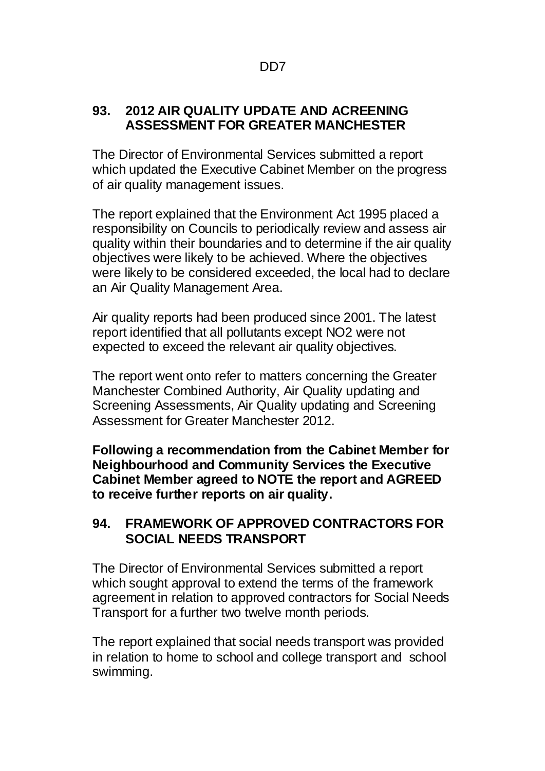## 93. 2012 AIR QUALITY UPDATE AND ACREENING ASSESSMENT FOR GREATER MANCHESTER

The Director of Environmental Services submitted a report which updated the Executive Cabinet Member on the progress of air quality management issues.

The report explained that the Environment Act 1995 placed a responsibility on Councils to periodically review and assess air quality within their boundaries and to determine if the air quality objectives were likely to be achieved. Where the objectives were likely to be considered exceeded, the local had to declare an Air Quality Management Area.

Air quality reports had been produced since 2001. The latest report identified that all pollutants except NO2 were not expected to exceed the relevant air quality objectives.

The report went onto refer to matters concerning the Greater Manchester Combined Authority, Air Quality updating and Screening Assessments, Air Quality updating and Screening Assessment for Greater Manchester 2012.

**Following a recommendation from the Cabinet Member for Neighbourhood and Community Services the Executive Cabinet Member agreed to NOTE the report and AGREED to receive further reports on air quality.**

## 94. FRAMEWORK OF APPROVED CONTRACTORS FOR SOCIAL NEEDS TRANSPORT

The Director of Environmental Services submitted a report which sought approval to extend the terms of the framework agreement in relation to approved contractors for Social Needs Transport for a further two twelve month periods.

The report explained that social needs transport was provided in relation to home to school and college transport and school swimming.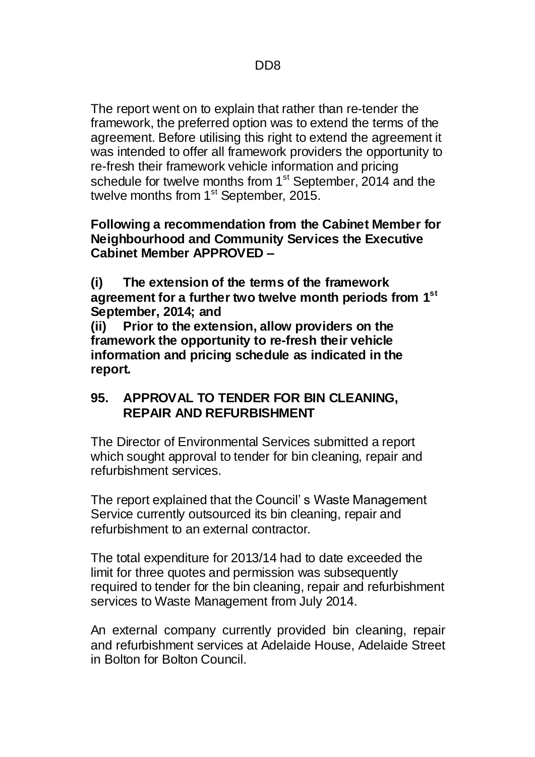The report went on to explain that rather than re-tender the framework, the preferred option was to extend the terms of the agreement. Before utilising this right to extend the agreement it was intended to offer all framework providers the opportunity to re-fresh their framework vehicle information and pricing schedule for twelve months from 1st September, 2014 and the twelve months from 1st September, 2015.

**Following a recommendation from the Cabinet Member for Neighbourhood and Community Services the Executive Cabinet Member APPROVED –**

**(i) The extension of the terms of the framework agreement for a further two twelve month periods from 1st September, 2014; and**

**(ii) Prior to the extension, allow providers on the framework the opportunity to re-fresh their vehicle information and pricing schedule as indicated in the report.**

## 95. APPROVAL TO TENDER FOR BIN CLEANING, REPAIR AND REFURBISHMENT

The Director of Environmental Services submitted a report which sought approval to tender for bin cleaning, repair and refurbishment services.

The report explained that the Council' s Waste Management Service currently outsourced its bin cleaning, repair and refurbishment to an external contractor.

The total expenditure for 2013/14 had to date exceeded the limit for three quotes and permission was subsequently required to tender for the bin cleaning, repair and refurbishment services to Waste Management from July 2014.

An external company currently provided bin cleaning, repair and refurbishment services at Adelaide House, Adelaide Street in Bolton for Bolton Council.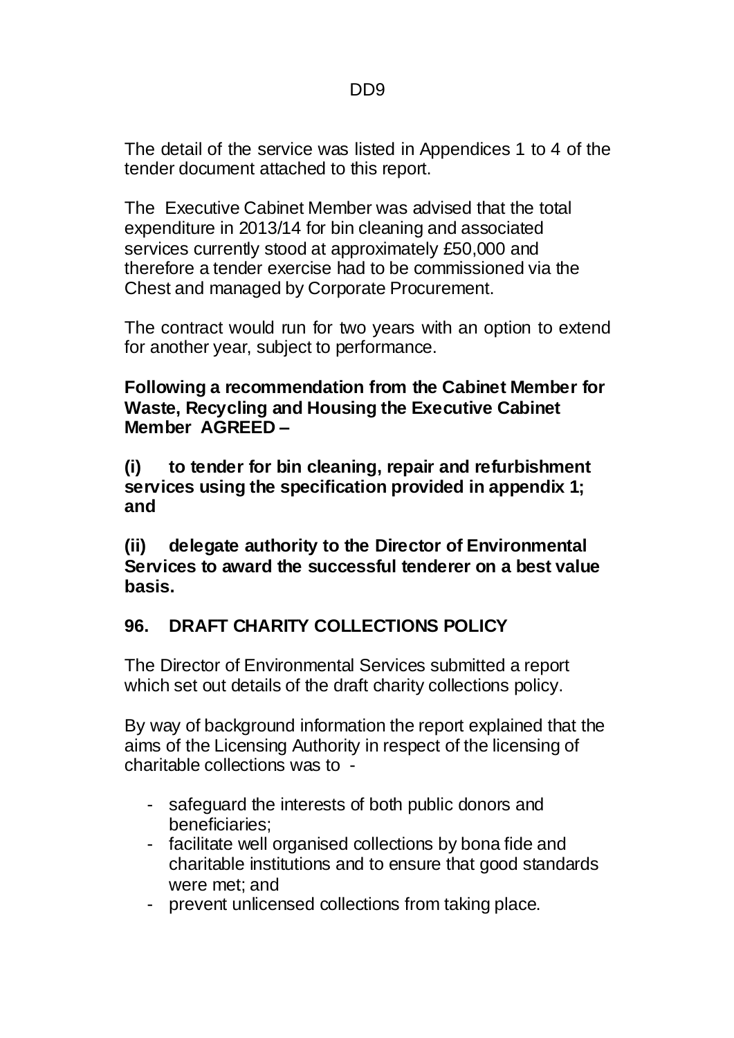The detail of the service was listed in Appendices 1 to 4 of the tender document attached to this report.

The Executive Cabinet Member was advised that the total expenditure in 2013/14 for bin cleaning and associated services currently stood at approximately £50,000 and therefore a tender exercise had to be commissioned via the Chest and managed by Corporate Procurement.

The contract would run for two years with an option to extend for another year, subject to performance.

**Following a recommendation from the Cabinet Member for Waste, Recycling and Housing the Executive Cabinet Member AGREED –**

**(i) to tender for bin cleaning, repair and refurbishment services using the specification provided in appendix 1; and**

**(ii) delegate authority to the Director of Environmental Services to award the successful tenderer on a best value basis.**

## 96. DRAFT CHARITY COLLECTIONS POLICY

The Director of Environmental Services submitted a report which set out details of the draft charity collections policy.

By way of background information the report explained that the aims of the Licensing Authority in respect of the licensing of charitable collections was to -

- safeguard the interests of both public donors and beneficiaries;
- facilitate well organised collections by bona fide and charitable institutions and to ensure that good standards were met; and
- prevent unlicensed collections from taking place.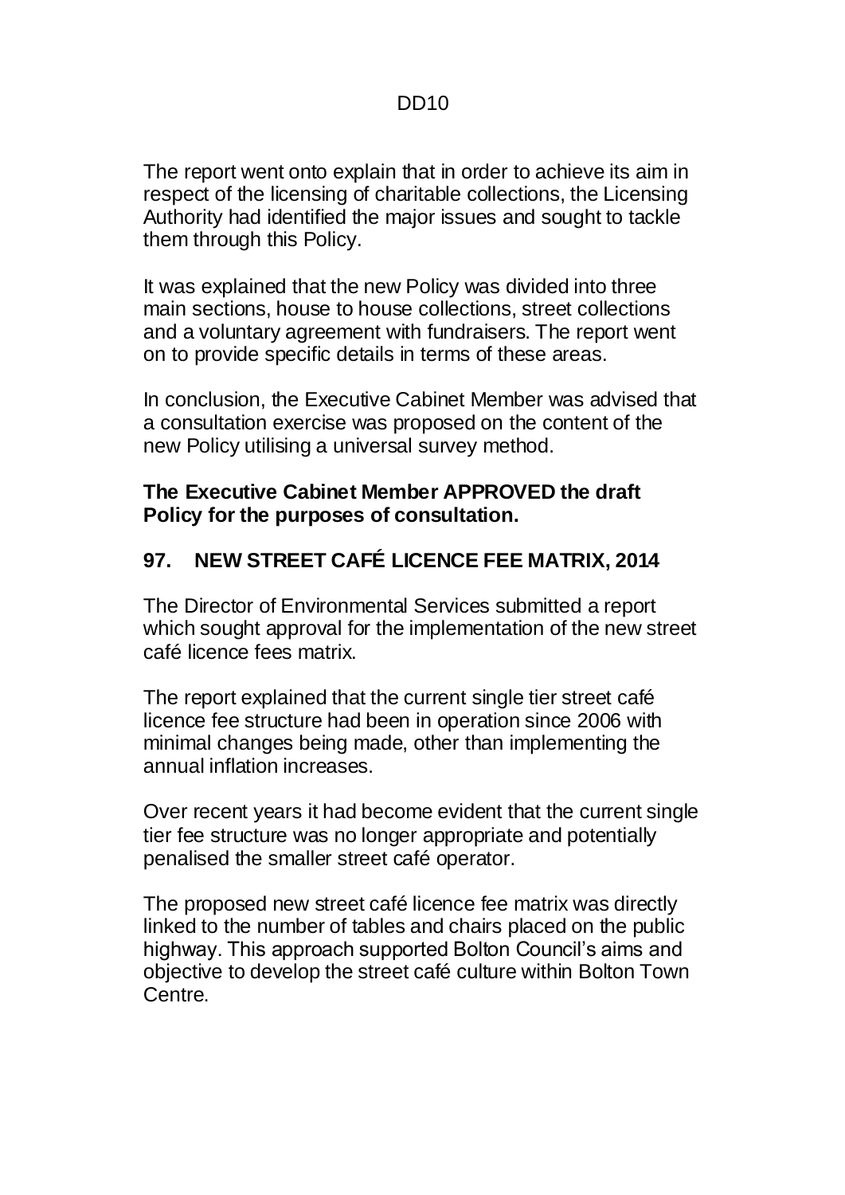The report went onto explain that in order to achieve its aim in respect of the licensing of charitable collections, the Licensing Authority had identified the major issues and sought to tackle them through this Policy.

It was explained that the new Policy was divided into three main sections, house to house collections, street collections and a voluntary agreement with fundraisers. The report went on to provide specific details in terms of these areas.

In conclusion, the Executive Cabinet Member was advised that a consultation exercise was proposed on the content of the new Policy utilising a universal survey method.

**The Executive Cabinet Member APPROVED the draft Policy for the purposes of consultation.**

## 97. NEW STREET CAFÉ LICENCE FEE MATRIX, 2014

The Director of Environmental Services submitted a report which sought approval for the implementation of the new street café licence fees matrix.

The report explained that the current single tier street café licence fee structure had been in operation since 2006 with minimal changes being made, other than implementing the annual inflation increases.

Over recent years it had become evident that the current single tier fee structure was no longer appropriate and potentially penalised the smaller street café operator.

The proposed new street café licence fee matrix was directly linked to the number of tables and chairs placed on the public highway. This approach supported Bolton Council's aims and objective to develop the street café culture within Bolton Town Centre.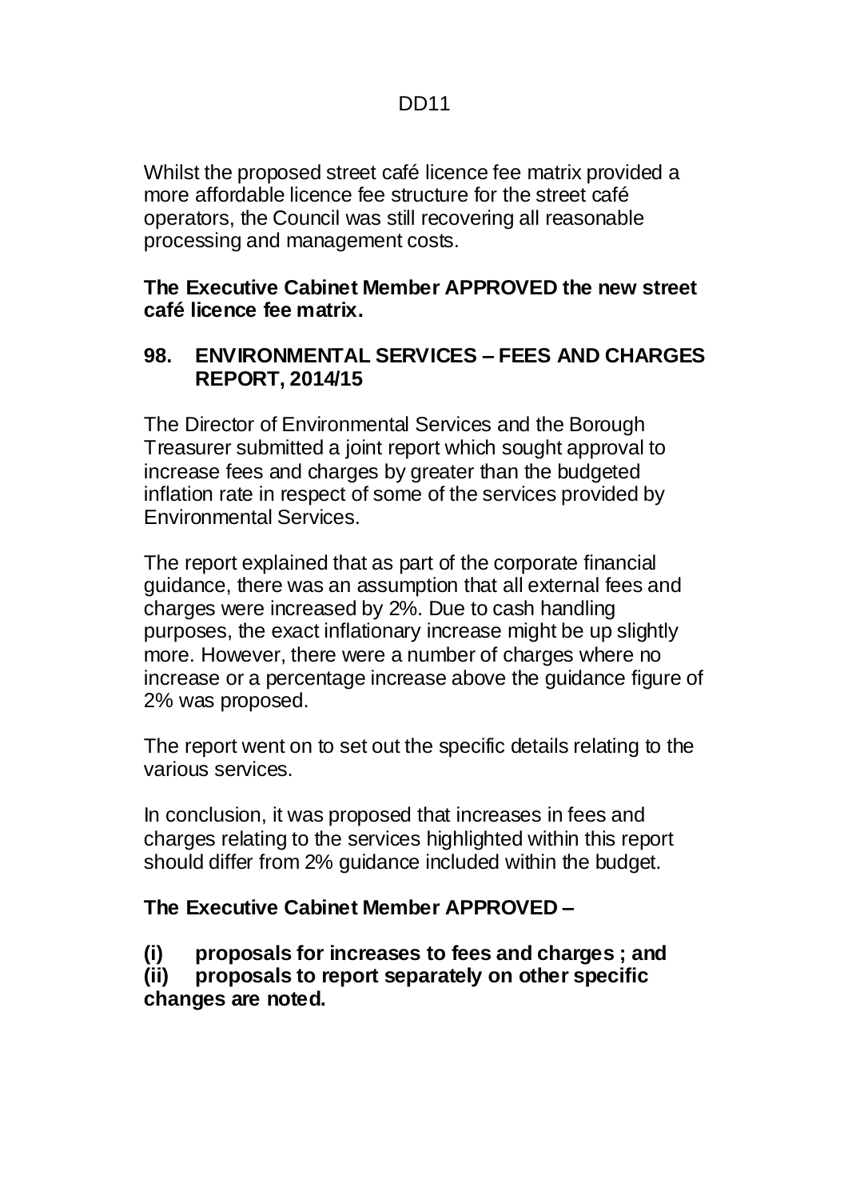Whilst the proposed street café licence fee matrix provided a more affordable licence fee structure for the street café operators, the Council was still recovering all reasonable processing and management costs.

**The Executive Cabinet Member APPROVED the new street café licence fee matrix.**

## 98. ENVIRONMENTAL SERVICES – FEES AND CHARGES REPORT, 2014/15

The Director of Environmental Services and the Borough Treasurer submitted a joint report which sought approval to increase fees and charges by greater than the budgeted inflation rate in respect of some of the services provided by Environmental Services.

The report explained that as part of the corporate financial guidance, there was an assumption that all external fees and charges were increased by 2%. Due to cash handling purposes, the exact inflationary increase might be up slightly more. However, there were a number of charges where no increase or a percentage increase above the guidance figure of 2% was proposed.

The report went on to set out the specific details relating to the various services.

In conclusion, it was proposed that increases in fees and charges relating to the services highlighted within this report should differ from 2% guidance included within the budget.

**The Executive Cabinet Member APPROVED –**

**(i) proposals for increases to fees and charges ; and**
**(ii) proposals to report separately on other specific changes are noted.**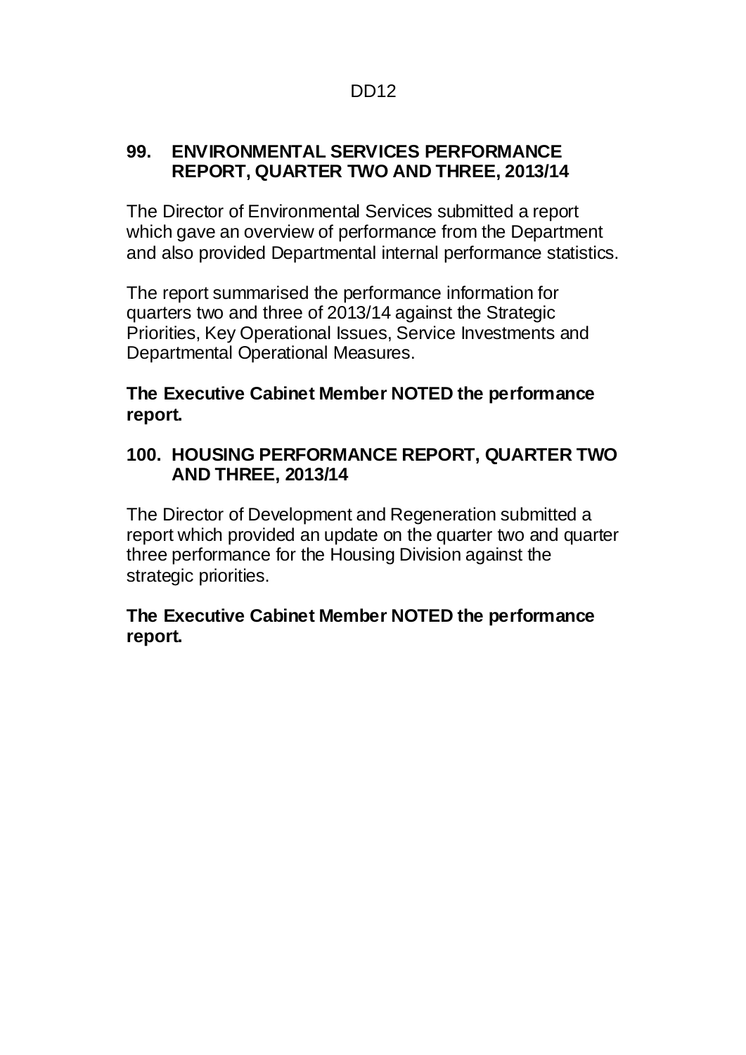## 99. ENVIRONMENTAL SERVICES PERFORMANCE REPORT, QUARTER TWO AND THREE, 2013/14

The Director of Environmental Services submitted a report which gave an overview of performance from the Department and also provided Departmental internal performance statistics.

The report summarised the performance information for quarters two and three of 2013/14 against the Strategic Priorities, Key Operational Issues, Service Investments and Departmental Operational Measures.

**The Executive Cabinet Member NOTED the performance report.**

## 100. HOUSING PERFORMANCE REPORT, QUARTER TWO AND THREE, 2013/14

The Director of Development and Regeneration submitted a report which provided an update on the quarter two and quarter three performance for the Housing Division against the strategic priorities.

**The Executive Cabinet Member NOTED the performance report.**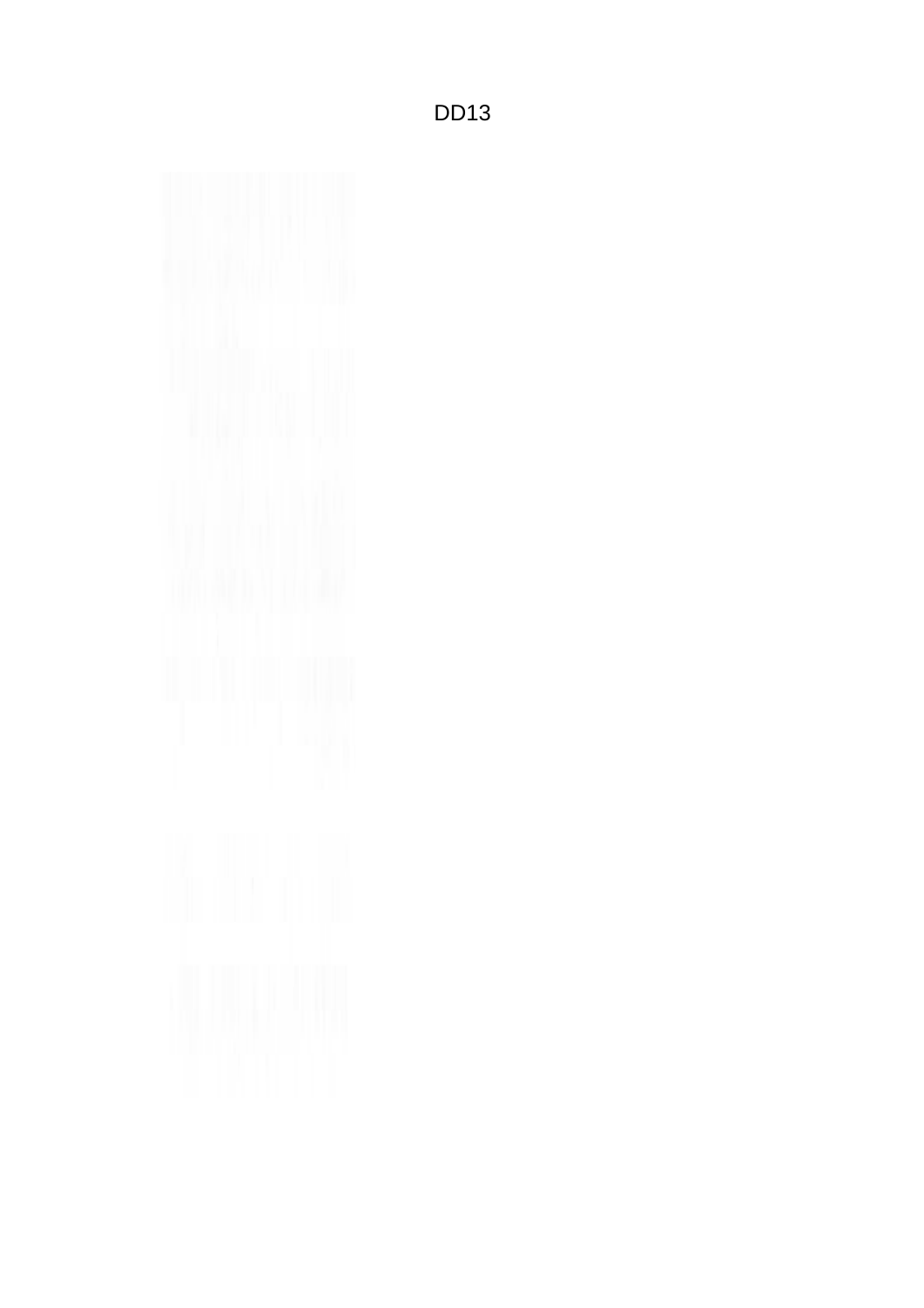DD13